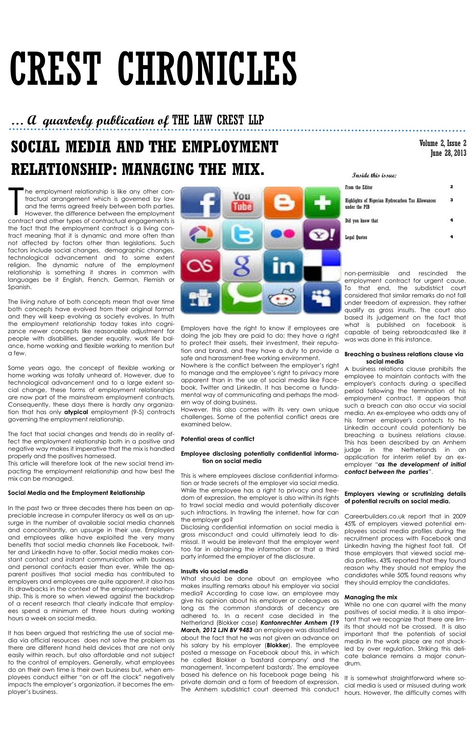# CRεST CHRONICLES

*... a quarterly publication of* THE LAW CREST LLP

Volume 2, Issue 2
June 28, 2013

## SOCIAL MEDIA AND THE EMPLOYMENT RELATIONSHIP: MANAGING THE MIX.

**Inside this issue:**

| | |
|---|---|
| From the Editor | 2 |
| Highlights of Nigerian Hydrocarbon Tax Allowances under the PIB | 3 |
| Did you know that | 4 |
| Legal Quotes | 4 |

The employment relationship is like any other contractual arrangement which is governed by law and the terms agreed freely between both parties. However, the difference between the employment contract and other types of contractual engagements is the fact that the employment contract is a living contract meaning that it is dynamic and more often than not affected by factors other than legislations. Such factors include social changes, demographic changes, technological advancement and to some extent religion. The dynamic nature of the employment relationship is something it shares in common with languages be it English, French, German, Flemish or Spanish.

The living nature of both concepts mean that over time both concepts have evolved from their original format and they will keep evolving as society evolves. In truth the employment relationship today takes into cognizance newer concepts like reasonable adjustment for people with disabilities, gender equality, work life balance, home working and flexible working to mention but a few.

Some years ago, the concept of flexible working or home working was totally unheard of. However, due to technological advancement and to a large extent social change, these forms of employment relationships are now part of the mainstream employment contracts. Consequently, these days there is hardly any organization that has only **atypical** employment (9-5) contracts governing the employment relationship.

The fact that social changes and trends do in reality affect the employment relationship both in a positive and negative way makes it imperative that the mix is handled properly and the positives harnessed.

This article will therefore look at the new social trend impacting the employment relationship and how best the mix can be managed.

### Social Media and the Employment Relationship

In the past two or three decades there has been an appreciable increase in computer literacy as well as an upsurge in the number of available social media channels and concomitantly, an upsurge in their use. Employers and employees alike have exploited the very many benefits that social media channels like Facebook, twitter and LinkedIn have to offer. Social media makes constant contact and instant communication with business and personal contacts easier than ever. While the apparent positives that social media has contributed to employers and employees are quite apparent, it also has its drawbacks in the context of the employment relationship. This is more so when viewed against the backdrop of a recent research that clearly indicate that employees spend a minimum of three hours during working hours a week on social media.

It has been argued that restricting the use of social media via official resources does not solve the problem as there are different hand held devices that are not only easily within reach, but also affordable and not subject to the control of employers. Generally, what employees do on their own time is their own business but, when employees conduct either "on or off the clock" negatively impacts the employer's organization, it becomes the employer's business.

Employers have the right to know if employees are doing the job they are paid to do; they have a right to protect their assets, their investment, their reputation and brand, and they have a duty to provide a safe and harassment-free working environment.

Nowhere is the conflict between the employer's right to manage and the employee's right to privacy more apparent than in the use of social media like Facebook, Twitter and LinkedIn. It has become a fundamental way of communicating and perhaps the modern way of doing business.

However, this also comes with its very own unique challenges. Some of the potential conflict areas are examined below.

### Potential areas of conflict

#### Employee disclosing potentially confidential information on social media

This is where employees disclose confidential information or trade secrets of the employer via social media. While the employee has a right to privacy and freedom of expression, the employer is also within its rights to trawl social media and would potentially discover such infractions. In trawling the internet, how far can the employer go?

Disclosing confidential information on social media is gross misconduct and could ultimately lead to dismissal. It would be irrelevant that the employer went too far in obtaining the information or that a third party informed the employer of the disclosure.

#### Insults via social media

What should be done about an employee who makes insulting remarks about his employer via social media? According to case law, an employee may give his opinion about his employer or colleagues as long as the common standards of decency are adhered to. In a recent case decided in the Netherland (Blokker case) ***Kantonrechter Arnhem (19 March, 2012 LJN BV 9483*** an employee was dissatisfied about the fact that he was not given an advance on his salary by his employer (**Blokker**). The employee posted a message on Facebook about this, in which he called Blokker a 'bastard company' and the management, 'incompetent bastards'. The employee based his defence on his facebook page being his private domain and a form of freedom of expression. The Arnhem subdistrict court deemed this conduct non-permissible and rescinded the employment contract for urgent cause. To that end, the subdistrict court considered that similar remarks do not fall under freedom of expression, they rather qualify as gross insults. The court also based its judgement on the fact that what is published on facebook is capable of being rebroadcasted like it was was done in this instance.

#### Breaching a business relations clause via social media

A business relations clause prohibits the employee to maintain contacts with the employer's contacts during a specified period following the termination of his employment contract. It appears that such a breach can also occur via social media. An ex-employee who adds any of his former employer's contacts to his LinkedIn account could potentially be breaching a business relations clause. This has been described by an Arnhem judge in the Netherlands in an application for interim relief by an ex-employer "***as the development of initial contact between the parties***".

#### Employers viewing or scrutinizing details of potential recruits on social media.

Careerbuilders.co.uk report that in 2009 45% of employers viewed potential employees social media profiles during the recruitment process with Facebook and LinkedIn having the highest foot fall. Of those employers that viewed social media profiles, 43% reported that they found reason why they should not employ the candidates while 50% found reasons why they should employ the candidates.

### Managing the mix

While no one can quarrel with the many positives of social media, it is also important that we recognize that there are limits that should not be crossed. It is also important that the potentials of social media in the work place are not shackled by over regulation. Striking this delicate balance remains a major conundrum.

It is somewhat straightforward where social media is used or misused during work hours. However, the difficulty comes with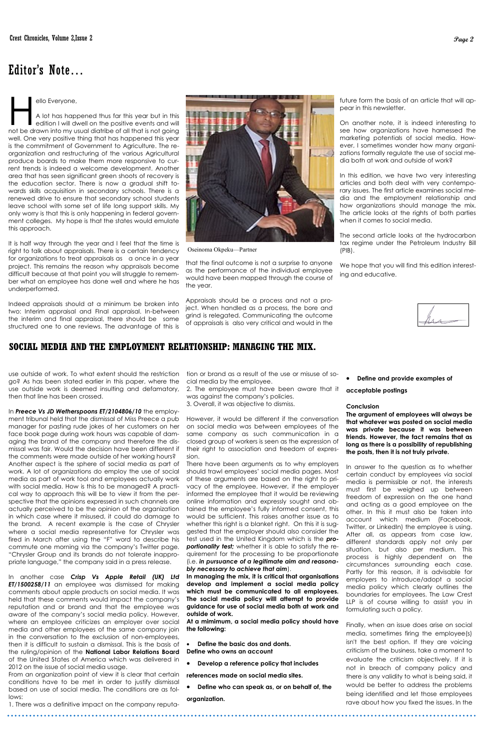# Editor's Note...

Hello Everyone,

A lot has happened thus far this year but in this edition I will dwell on the positive events and will not be drawn into my usual diatribe of all that is not going well. One very positive thing that has happened this year is the commitment of Government to Agriculture. The re-organization and restructuring of the various Agricultural produce boards to make them more responsive to current trends is indeed a welcome development. Another area that has seen significant green shoots of recovery is the education sector. There is now a gradual shift towards skills acquisition in secondary schools. There is a renewed drive to ensure that secondary school students leave school with some set of life long supported skills. My only worry is that this is only happening in federal government colleges. My hope is that the states would emulate this approach.

It is half way through the year and I feel that the time is right to talk about appraisals. There is a certain tendency for organizations to treat appraisals as a once in a year project. This remains the reason why appraisals become difficult because at that point you will struggle to remember what an employee has done well and where he has underperformed.

Indeed appraisals should at a minimum be broken into two: Interim appraisal and FInal appraisal. In-between the interim and final appraisal, there should be some structured one to one reviews. The advantage of this is that the final outcome is not a surprise to anyone as the performance of the individual employee would have been mapped through the course of the year.

Oseinoma Okpeku—Partner

Appraisals should be a process and not a project. When handled as a process, the bore and grind is relegated. Communicating the outcome of appraisals is also very critical and would in the future form the basis of an article that will appear in this newsletter.

On another note, it is indeed interesting to see how organizations have harnessed the marketing potentials of social media. However, I sometimes wonder how many organizations formally regulate the use of social media both at work and outside of work?

In this edition, we have two very interesting articles and both deal with very contemporary issues. The first article examines social media and the employment relationship and how organizations should manage the mix. The article looks at the rights of both parties when it comes to social media.

The second article looks at the hydrocarbon tax regime under the Petroleum Industry Bill (PIB).

We hope that you will find this edition interesting and educative.

## SOCIAL MEDIA AND THE EMPLOYMENT RELATIONSHIP: MANAGING THE MIX.

use outside of work. To what extent should the restriction go? As has been stated earlier in this paper, where the use outside work is deemed insulting and defamatory, then that line has been crossed.

In ***Preece Vs JD Wetherspoons ET/2104806/10*** the employment tribunal held that the dismissal of Miss Preece a pub manager for pasting rude jokes of her customers on her face book page during work hours was capable of damaging the brand of the company and therefore the dismissal was fair. Would the decision have been different if the comments were made outside of her working hours? Another aspect is the sphere of social media as part of work. A lot of organizations do employ the use of social media as part of work tool and employees actually work with social media. How is this to be managed? A practical way to approach this will be to view it from the perspective that the opinions expressed in such channels are actually perceived to be the opinion of the organization in which case where it misused, it could do damage to the brand. A recent example is the case of Chrysler where a social media representative for Chrysler was fired in March after using the "F" word to describe his commute one morning via the company's Twitter page. "Chrysler Group and its brands do not tolerate inappropriate language," the company said in a press release.

In another case ***Crisp Vs Apple Retail (UK) Ltd ET/1500258/11*** an employee was dismissed for making comments about apple products on social media. It was held that these comments would impact the company's reputation and or brand and that the employee was aware of the company's social media policy. However, where an employee criticizes an employer over social media and other employees of the same company join in the conversation to the exclusion of non-employees, then it is difficult to sustain a dismissal. This is the basis of the ruling/opinion of the **National Labor Relations Board** of the United States of America which was delivered in 2012 on the issue of social media usage.

From an organization point of view it is clear that certain conditions have to be met in order to justify dismissal based on use of social media. The conditions are as follows:

1. There was a definitive impact on the company reputation or brand as a result of the use or misuse of social media by the employee.
2. The employee must have been aware that it was against the company's policies.
3. Overall, it was objective to dismiss.

However, it would be different if the conversation on social media was between employees of the same company as such communication in a closed group of workers is seen as the expression of their right to association and freedom of expression.

There have been arguments as to why employers should trawl employees' social media pages. Most of these arguments are based on the right to privacy of the employee. However, if the employer informed the employee that it would be reviewing online information and expressly sought and obtained the employee's fully informed consent, this would be sufficient. This raises another issue as to whether this right is a blanket right. On this it is suggested that the employer should also consider the test used in the United Kingdom which is the ***proportionality test;*** whether it is able to satisfy the requirement for the processing to be proportionate (i.e. ***in pursuance of a legitimate aim and reasonably necessary to achieve that aim***).

**In managing the mix, it is critical that organisations develop and implement a social media policy which must be communicated to all employees. The social media policy willl attempt to provide guidance for use of social media both at work and outside of work.**

**At a mimimum, a social media policy should have the following:**

- **Define the basic dos and donts.**
**Define who owns an account**
- **Develop a reference policy that includes references made on social media sites.**
- **Define who can speak as, or on behalf of, the organization.**
- **Define and provide examples of acceptable postings**

**Conclusion**

**The argument of employees will always be that whatever was posted on social media was private because it was between friends. However, the fact remains that as long as there is a possibility of republishing the posts, then it is not truly private.**

In answer to the question as to whether certain conduct by employees via social media is permissible or not, the interests must first be weighed up between freedom of expression on the one hand and acting as a good employee on the other. In this it must also be taken into account which medium (Facebook, Twitter, or LinkedIn) the employee is using. After all, as appears from case law, different standards apply not only per situation, but also per medium. This process is highly dependent on the circumstances surrounding each case. Partly for this reason, it is advisable for employers to introduce/adopt a social media policy which clearly outlines the boundaries for employees. The Law Crest LLP is of course willing to assist you in formulating such a policy.

Finally, when an issue does arise on social media, sometimes firing the employee(s) isn't the best option. If they are voicing criticism of the business, take a moment to evaluate the criticism objectively. If it is not in breach of company policy and there is any validity to what is being said, it would be better to address the problems being identified and let those employees rave about how you fixed the issues. In the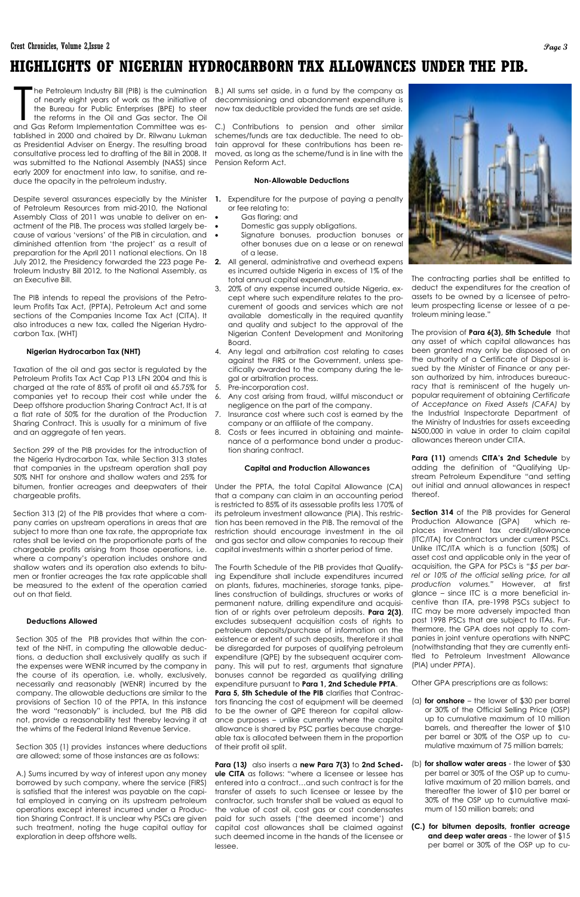# HIGHLIGHTS OF NIGERIAN HYDROCARBORN TAX ALLOWANCES UNDER THE PIB.

The Petroleum Industry Bill (PIB) is the culmination of nearly eight years of work as the initiative of the Bureau for Public Enterprises (BPE) to steer the reforms in the Oil and Gas sector. The Oil and Gas Reform Implementation Committee was established in 2000 and chaired by Dr. Rilwanu Lukman as Presidential Adviser on Energy. The resulting broad consultative process led to drafting of the Bill in 2008. It was submitted to the National Assembly (NASS) since early 2009 for enactment into law, to sanitise, and reduce the opacity in the petroleum industry.

Despite several assurances especially by the Minister of Petroleum Resources from mid-2010, the National Assembly Class of 2011 was unable to deliver on enactment of the PIB. The process was stalled largely because of various 'versions' of the PIB in circulation, and diminished attention from 'the project' as a result of preparation for the April 2011 national elections. On 18 July 2012, the Presidency forwarded the 223 page Petroleum Industry Bill 2012, to the National Assembly, as an Executive Bill.

The PIB intends to repeal the provisions of the Petroleum Profits Tax Act, (PPTA), Petroleum Act and some sections of the Companies Income Tax Act (CITA). It also introduces a new tax, called the Nigerian Hydrocarbon Tax. (WHT)

### Nigerian Hydrocarbon Tax (NHT)

Taxation of the oil and gas sector is regulated by the Petroleum Profits Tax Act Cap P13 LFN 2004 and this is charged at the rate of 85% of profit oil and 65.75% for companies yet to recoup their cost while under the Deep offshore production Sharing Contract Act, It is at a flat rate of 50% for the duration of the Production Sharing Contract. This is usually for a minimum of five and an aggregate of ten years.

Section 299 of the PIB provides for the introduction of the Nigeria Hydrocarbon Tax, while Section 313 states that companies in the upstream operation shall pay 50% NHT for onshore and shallow waters and 25% for bitumen, frontier acreages and deepwaters of their chargeable profits.

Section 313 (2) of the PIB provides that where a company carries on upstream operations in areas that are subject to more than one tax rate, the appropriate tax rates shall be levied on the proportionate parts of the chargeable profits arising from those operations, i.e. where a company's operation includes onshore and shallow waters and its operation also extends to bitumen or frontier acreages the tax rate applicable shall be measured to the extent of the operation carried out on that field.

### Deductions Allowed

Section 305 of the PIB provides that within the context of the NHT, in computing the allowable deductions, a deduction shall exclusively qualify as such if the expenses were WENR incurred by the company in the course of its operation, i.e. wholly, exclusively, necessarily and reasonably (WENR) incurred by the company. The allowable deductions are similar to the provisions of Section 10 of the PPTA, In this instance the word "reasonably" is included, but the PIB did not, provide a reasonability test thereby leaving it at the whims of the Federal Inland Revenue Service.

Section 305 (1) provides instances where deductions are allowed; some of those instances are as follows:

A.) Sums incurred by way of interest upon any money borrowed by such company, where the service (FIRS) is satisfied that the interest was payable on the capital employed in carrying on its upstream petroleum operations except interest incurred under a Production Sharing Contract. It is unclear why PSCs are given such treatment, noting the huge capital outlay for exploration in deep offshore wells.

B.) All sums set aside, in a fund by the company as decommissioning and abandonment expenditure is now tax deductible provided the funds are set aside.

C.) Contributions to pension and other similar schemes/funds are tax deductible. The need to obtain approval for these contributions has been removed, as long as the scheme/fund is in line with the Pension Reform Act.

### Non-Allowable Deductions

1. Expenditure for the purpose of paying a penalty or fee relating to:
   - Gas flaring; and
   - Domestic gas supply obligations.
   - Signature bonuses, production bonuses or other bonuses due on a lease or on renewal of a lease.
2. All general, administrative and overhead expenses incurred outside Nigeria in excess of 1% of the total annual capital expenditure.
3. 20% of any expense incurred outside Nigeria, except where such expenditure relates to the procurement of goods and services which are not available domestically in the required quantity and quality and subject to the approval of the Nigerian Content Development and Monitoring Board.
4. Any legal and arbitration cost relating to cases against the FIRS or the Government, unless specifically awarded to the company during the legal or arbitration process.
5. Pre-incorporation cost.
6. Any cost arising from fraud, willful misconduct or negligence on the part of the company.
7. Insurance cost where such cost is earned by the company or an affiliate of the company.
8. Costs or fees incurred in obtaining and maintenance of a performance bond under a production sharing contract.

### Capital and Production Allowances

Under the PPTA, the total Capital Allowance (CA) that a company can claim in an accounting period is restricted to 85% of its assessable profits less 170% of its petroleum investment allowance (PIA). This restriction has been removed in the PIB. The removal of the restriction should encourage investment in the oil and gas sector and allow companies to recoup their capital investments within a shorter period of time.

The Fourth Schedule of the PIB provides that Qualifying Expenditure shall include expenditures incurred on plants, fixtures, machineries, storage tanks, pipelines construction of buildings, structures or works of permanent nature, drilling expenditure and acquisition of or rights over petroleum deposits. **Para 2(3)**, excludes subsequent acquisition costs of rights to petroleum deposits/purchase of information on the existence or extent of such deposits, therefore it shall be disregarded for purposes of qualifying petroleum expenditure (QPE) by the subsequent acquirer company. This will put to rest, arguments that signature bonuses cannot be regarded as qualifying drilling expenditure pursuant to **Para 1, 2nd Schedule PPTA**. **Para 5, 5th Schedule of the PIB** clarifies that Contractors financing the cost of equipment will be deemed to be the owner of QPE thereon for capital allowance purposes – unlike currently where the capital allowance is shared by PSC parties because chargeable tax is allocated between them in the proportion of their profit oil split.

**Para (13)** also inserts a **new Para 7(3)** to **2nd Schedule CITA** as follows: "where a licensee or lessee has entered into a contract…and such contract is for the transfer of assets to such licensee or lessee by the contractor, such transfer shall be valued as equal to the value of cost oil, cost gas or cost condensates paid for such assets ('the deemed income') and capital cost allowances shall be claimed against such deemed income in the hands of the licensee or lessee.

The contracting parties shall be entitled to deduct the expenditures for the creation of assets to be owned by a licensee of petroleum prospecting license or lessee of a petroleum mining lease."

The provision of **Para 6(3), 5th Schedule** that any asset of which capital allowances has been granted may only be disposed of on the authority of a Certificate of Disposal issued by the Minister of Finance or any person authorized by him, introduces bureaucracy that is reminiscent of the hugely unpopular requirement of obtaining *Certificate of Acceptance on Fixed Assets (CAFA)* by the Industrial Inspectorate Department of the Ministry of Industries for assets exceeding ₦500,000 in value in order to claim capital allowances thereon under CITA.

**Para (11)** amends **CITA's 2nd Schedule** by adding the definition of "Qualifying Upstream Petroleum Expenditure "and setting out initial and annual allowances in respect thereof.

**Section 314** of the PIB provides for General Production Allowance (GPA) which replaces investment tax credit/allowance (ITC/ITA) for Contractors under current PSCs. Unlike ITC/ITA which is a function (50%) of asset cost and applicable only in the year of acquisition, the GPA for PSCs is *"$5 per barrel or 10% of the official selling price, for all production volumes."* However, at first glance – since ITC is a more beneficial incentive than ITA, pre-1998 PSCs subject to ITC may be more adversely impacted than post 1998 PSCs that are subject to ITAs. Furthermore, the GPA does not apply to companies in joint venture operations with NNPC (notwithstanding that they are currently entitled to Petroleum Investment Allowance (PIA) under *PPTA*).

Other GPA prescriptions are as follows:

(a) **for onshore** – the lower of $30 per barrel or 30% of the Official Selling Price (OSP) up to cumulative maximum of 10 million barrels, and thereafter the lower of $10 per barrel or 30% of the OSP up to cumulative maximum of 75 million barrels;

(b) **for shallow water areas** - the lower of $30 per barrel or 30% of the OSP up to cumulative maximum of 20 million barrels, and thereafter the lower of $10 per barrel or 30% of the OSP to cumulative maximum of 150 million barrels; and

**(C.) for bitumen deposits, frontier acreage and deep water areas** - the lower of $15 per barrel or 30% of the OSP up to cu-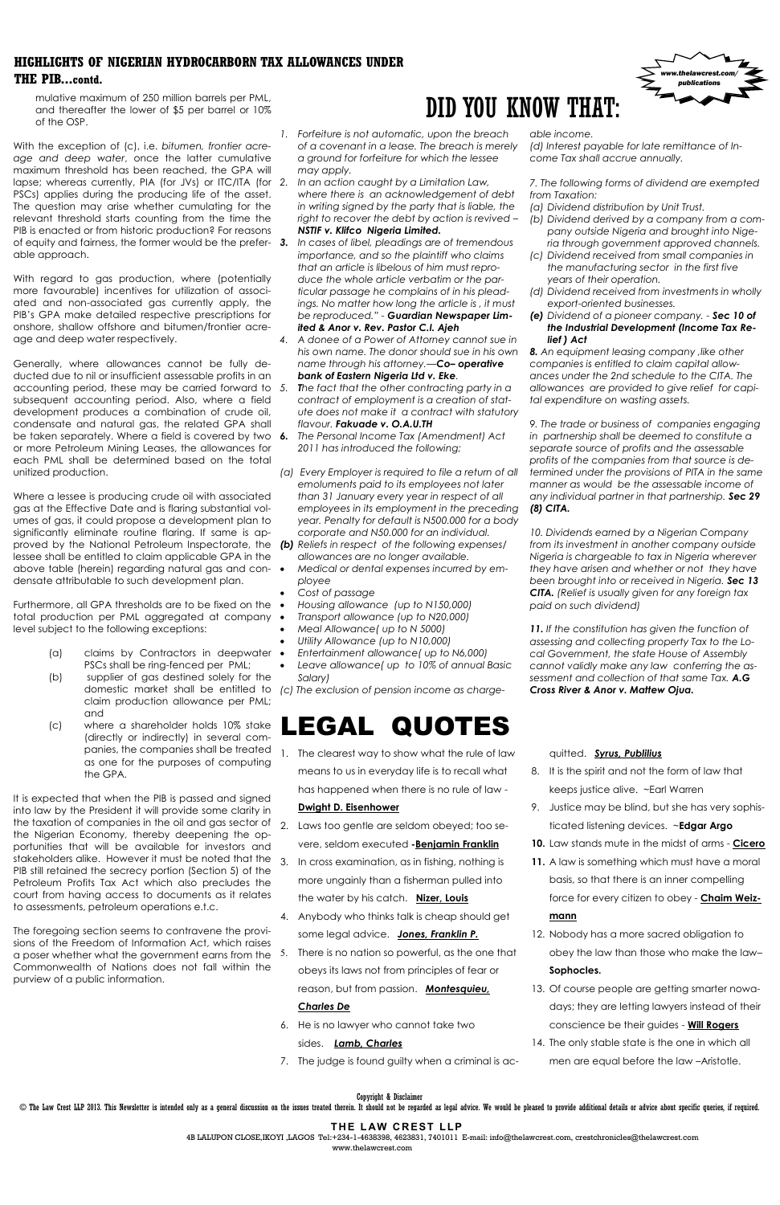## HIGHLIGHTS OF NIGERIAN HYDROCARBORN TAX ALLOWANCES UNDER THE PIB...contd.

mulative maximum of 250 million barrels per PML, and thereafter the lower of $5 per barrel or 10% of the OSP.

With the exception of (c), i.e. *bitumen, frontier acreage and deep water*, once the latter cumulative maximum threshold has been reached, the GPA will lapse; whereas currently, PIA (for JVs) or ITC/ITA (for PSCs) applies during the productive life of the asset. The question may arise whether cumulating for the relevant threshold starts counting from the time the PIB is enacted or from historic production? For reasons of equity and fairness, the former would be the preferable approach.

With regard to gas production, where (potentially more favourable) incentives for utilization of associated and non-associated gas currently apply, the PIB's GPA make detailed respective prescriptions for onshore, shallow offshore and bitumen/frontier acreage and deep water respectively.

Generally, where allowances cannot be fully deducted due to nil or insufficient assessable profits in an accounting period, these may be carried forward to subsequent accounting period. Also, where a field development produces a combination of crude oil, condensate and natural gas, the related GPA shall be taken separately. Where a field is covered by two or more Petroleum Mining Leases, the allowances for each PML shall be determined based on the total unitized production.

Where a lessee is producing crude oil with associated gas at the Effective Date and is flaring substantial volumes of gas, it could propose a development plan to significantly eliminate routine flaring. If same is approved by the National Petroleum Inspectorate, the lessee shall be entitled to claim applicable GPA in the above table (herein) regarding natural gas and condensate attributable to such development plan.

Furthermore, all GPA thresholds are to be fixed on the total production per PML aggregated at company level subject to the following exceptions:

(a) claims by Contractors in deepwater PSCs shall be ring-fenced per PML;

(b) supplier of gas destined solely for the domestic market shall be entitled to claim production allowance per PML; and

(c) where a shareholder holds 10% stake (directly or indirectly) in several companies, the companies shall be treated as one for the purposes of computing the GPA.

It is expected that when the PIB is passed and signed into law by the President it will provide some clarity in the taxation of companies in the oil and gas sector of the Nigerian Economy, thereby deepening the opportunities that will be available for investors and stakeholders alike. However it must be noted that the PIB still retained the secrecy portion (Section 5) of the Petroleum Profits Tax Act which also precludes the court from having access to documents as it relates to assessments, petroleum operations e.t.c.

The foregoing section seems to contravene the provisions of the Freedom of Information Act, which raises a poser whether what the government earns from the Commonwealth of Nations does not fall within the purview of a public information.

# DID YOU KNOW THAT:

*www.thelawcrest.com/publications*

1. *Forfeiture is not automatic, upon the breach of a covenant in a lease. The breach is merely a ground for forfeiture for which the lessee may apply.*
2. *In an action caught by a Limitation Law, where there is an acknowledgement of debt in writing signed by the party that is liable, the right to recover the debt by action is revived –* ***NSTIF v. Klifco Nigeria Limited.***
3. *In cases of libel, pleadings are of tremendous importance, and so the plaintiff who claims that an article is libelous of him must reproduce the whole article verbatim or the particular passage he complains of in his pleadings. No matter how long the article is , it must be reproduced."* - ***Guardian Newspaper Limited & Anor v. Rev. Pastor C.I. Ajeh***
4. *A donee of a Power of Attorney cannot sue in his own name. The donor should sue in his own name through his attorney.—**Co– operative bank of Eastern Nigeria Ltd v. Eke**.*
5. *The fact that the other contracting party in a contract of employment is a creation of statute does not make it a contract with statutory flavour.* ***Fakuade v. O.A.U.TH***
6. *The Personal Income Tax (Amendment) Act 2011 has introduced the following;*

*(a) Every Employer is required to file a return of all emoluments paid to its employees not later than 31 January every year in respect of all employees in its employment in the preceding year. Penalty for default is N500.000 for a body corporate and N50.000 for an individual.*

*(b) Reliefs in respect of the following expenses/ allowances are no longer available.*

- *Medical or dental expenses incurred by employee*
- *Cost of passage*
- *Housing allowance (up to N150,000)*
- *Transport allowance (up to N20,000)*
- *Meal Allowance( up to N 5000)*
- *Utility Allowance (up to N10,000)*
- *Entertainment allowance( up to N6,000)*
- *Leave allowance( up to 10% of annual Basic Salary)*

*(c) The exclusion of pension income as chargeable income.*

*(d) Interest payable for late remittance of Income Tax shall accrue annually.*

*7. The following forms of dividend are exempted from Taxation:*

*(a) Dividend distribution by Unit Trust.*
*(b) Dividend derived by a company from a company outside Nigeria and brought into Nigeria through government approved channels.*
*(c) Dividend received from small companies in the manufacturing sector in the first five years of their operation.*
*(d) Dividend received from investments in wholly export-oriented businesses.*
***(e)** Dividend of a pioneer company. - **Sec 10 of the Industrial Development (Income Tax Relief ) Act***

***8.** An equipment leasing company ,like other companies is entitled to claim capital allowances under the 2nd schedule to the CITA. The allowances are provided to give relief for capital expenditure on wasting assets.*

*9. The trade or business of companies engaging in partnership shall be deemed to constitute a separate source of profits and the assessable profits of the companies from that source is determined under the provisions of PITA in the same manner as would be the assessable income of any individual partner in that partnership.* ***Sec 29 (8) CITA.***

*10. Dividends earned by a Nigerian Company from its investment in another company outside Nigeria is chargeable to tax in Nigeria wherever they have arisen and whether or not they have been brought into or received in Nigeria.* ***Sec 13 CITA.*** *(Relief is usually given for any foreign tax paid on such dividend)*

***11.** If the constitution has given the function of assessing and collecting property Tax to the Local Government, the state House of Assembly cannot validly make any law conferring the assessment and collection of that same Tax.* ***A.G Cross River & Anor v. Mattew Ojua.***

# LEGAL QUOTES

1. The clearest way to show what the rule of law means to us in everyday life is to recall what has happened when there is no rule of law - **Dwight D. Eisenhower**
2. Laws too gentle are seldom obeyed; too severe, seldom executed **-Benjamin Franklin**
3. In cross examination, as in fishing, nothing is more ungainly than a fisherman pulled into the water by his catch. **Nizer, Louis**
4. Anybody who thinks talk is cheap should get some legal advice. ***Jones, Franklin P.***
5. There is no nation so powerful, as the one that obeys its laws not from principles of fear or reason, but from passion. ***Montesquieu, Charles De***
6. He is no lawyer who cannot take two sides. ***Lamb, Charles***
7. The judge is found guilty when a criminal is acquitted. ***Syrus, Publilius***
8. It is the spirit and not the form of law that keeps justice alive. ~Earl Warren
9. Justice may be blind, but she has very sophisticated listening devices. ~**Edgar Argo**
10. Law stands mute in the midst of arms - **Cicero**
11. A law is something which must have a moral basis, so that there is an inner compelling force for every citizen to obey - **Chaim Weizmann**
12. Nobody has a more sacred obligation to obey the law than those who make the law– **Sophocles.**
13. Of course people are getting smarter nowadays; they are letting lawyers instead of their conscience be their guides - **Will Rogers**
14. The only stable state is the one in which all men are equal before the law –Aristotle.

Copyright & Disclaimer

© The Law Crest LLP 2013. This Newsletter is intended only as a general discussion on the issues treated therein. It should not be regarded as legal advice. We would be pleased to provide additional details or advice about specific queries, if required.

**THE LAW CREST LLP**

4B LALUPON CLOSE,IKOYI ,LAGOS Tel:+234-1-4638398, 4623831, 7401011 E-mail: info@thelawcrest.com, crestchronicles@thelawcrest.com

www.thelawcrest.com